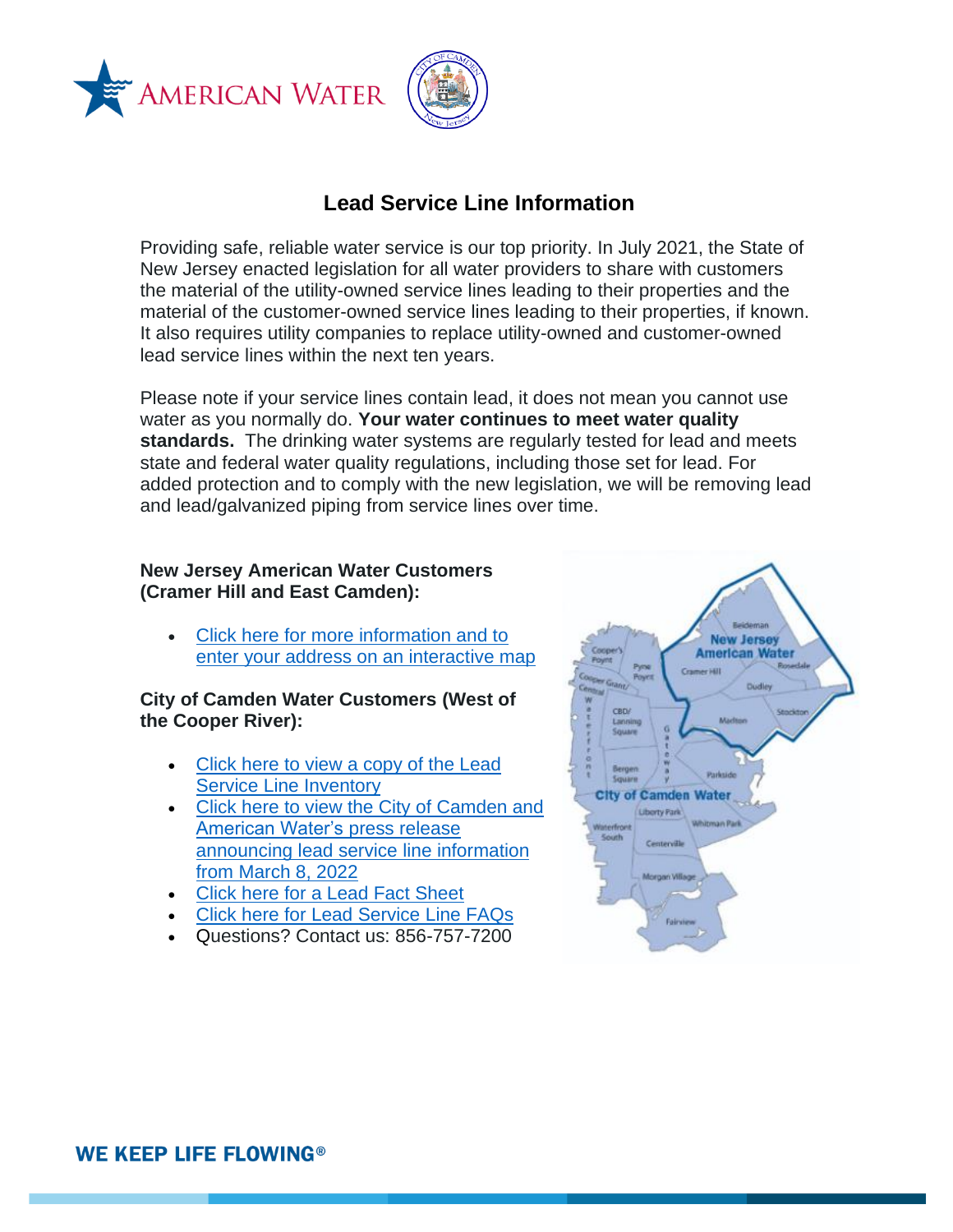# Lead Service Line Information

Providing safe, reliable water service is our top priority. In July 2021, the State of New Jersey enacted legislation for all water providers to share with customers the material of the utility-owned service lines leading to their properties and the material of the customer-owned service lines leading to their properties, if known. It also requires utility companies to replace utility-owned and customer-owned lead service lines within the next ten years.

Please note if your service lines contain lead, it does not mean you cannot use water as you normally do. **Your water continues to meet water quality standards.** The drinking water systems are regularly tested for lead and meets state and federal water quality regulations, including those set for lead. For added protection and to comply with the new legislation, we will be removing lead and lead/galvanized piping from service lines over time.

**New Jersey American Water Customers (Cramer Hill and East Camden):**

- Click here for more information and to enter your address on an interactive map

**City of Camden Water Customers (West of the Cooper River):**

- Click here to view a copy of the Lead Service Line Inventory
- Click here to view the City of Camden and American Water's press release announcing lead service line information from March 8, 2022
- Click here for a Lead Fact Sheet
- Click here for Lead Service Line FAQs
- Questions? Contact us: 856-757-7200

WE KEEP LIFE FLOWING®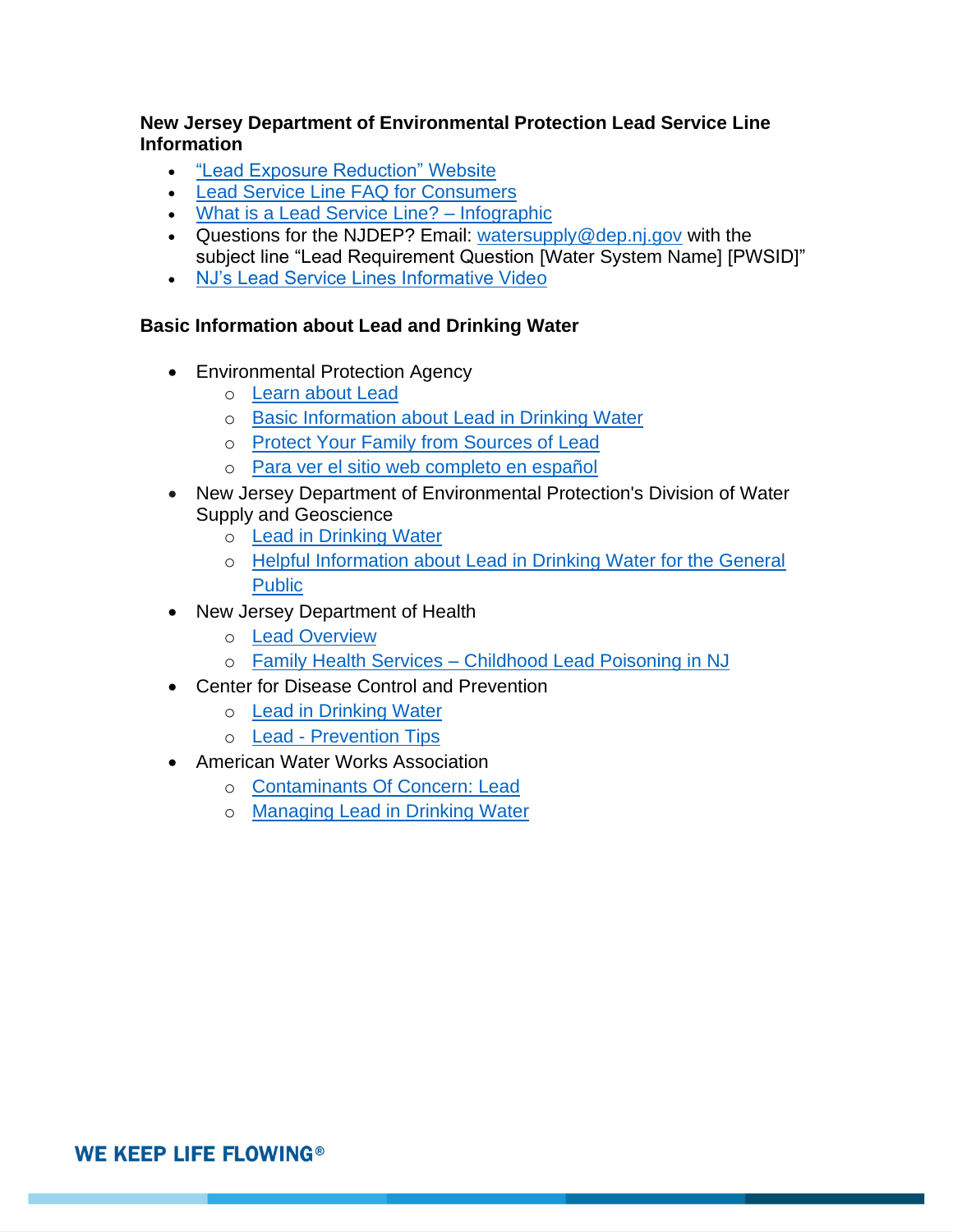**New Jersey Department of Environmental Protection Lead Service Line Information**

- "Lead Exposure Reduction" Website
- Lead Service Line FAQ for Consumers
- What is a Lead Service Line? – Infographic
- Questions for the NJDEP? Email: watersupply@dep.nj.gov with the subject line "Lead Requirement Question [Water System Name] [PWSID]"
- NJ's Lead Service Lines Informative Video

**Basic Information about Lead and Drinking Water**

- Environmental Protection Agency
  - Learn about Lead
  - Basic Information about Lead in Drinking Water
  - Protect Your Family from Sources of Lead
  - Para ver el sitio web completo en español
- New Jersey Department of Environmental Protection's Division of Water Supply and Geoscience
  - Lead in Drinking Water
  - Helpful Information about Lead in Drinking Water for the General Public
- New Jersey Department of Health
  - Lead Overview
  - Family Health Services – Childhood Lead Poisoning in NJ
- Center for Disease Control and Prevention
  - Lead in Drinking Water
  - Lead - Prevention Tips
- American Water Works Association
  - Contaminants Of Concern: Lead
  - Managing Lead in Drinking Water

WE KEEP LIFE FLOWING®